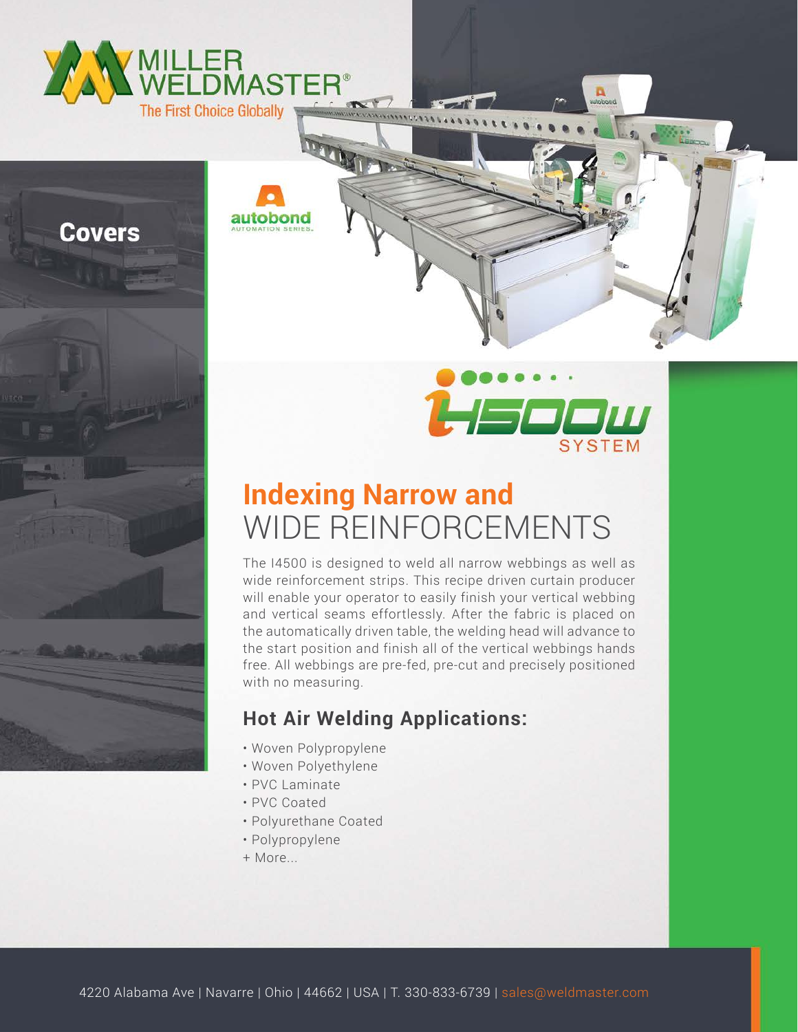# MILLER WELDMASTER®

The First Choice Globally

## Covers

autobond

AUTOMATION SERIES.

i4500w SYSTEM

# Indexing Narrow and WIDE REINFORCEMENTS

The I4500 is designed to weld all narrow webbings as well as wide reinforcement strips. This recipe driven curtain producer will enable your operator to easily finish your vertical webbing and vertical seams effortlessly. After the fabric is placed on the automatically driven table, the welding head will advance to the start position and finish all of the vertical webbings hands free. All webbings are pre-fed, pre-cut and precisely positioned with no measuring.

## Hot Air Welding Applications:

- Woven Polypropylene
- Woven Polyethylene
- PVC Laminate
- PVC Coated
- Polyurethane Coated
- Polypropylene

+ More...

4220 Alabama Ave | Navarre | Ohio | 44662 | USA | T. 330-833-6739 | sales@weldmaster.com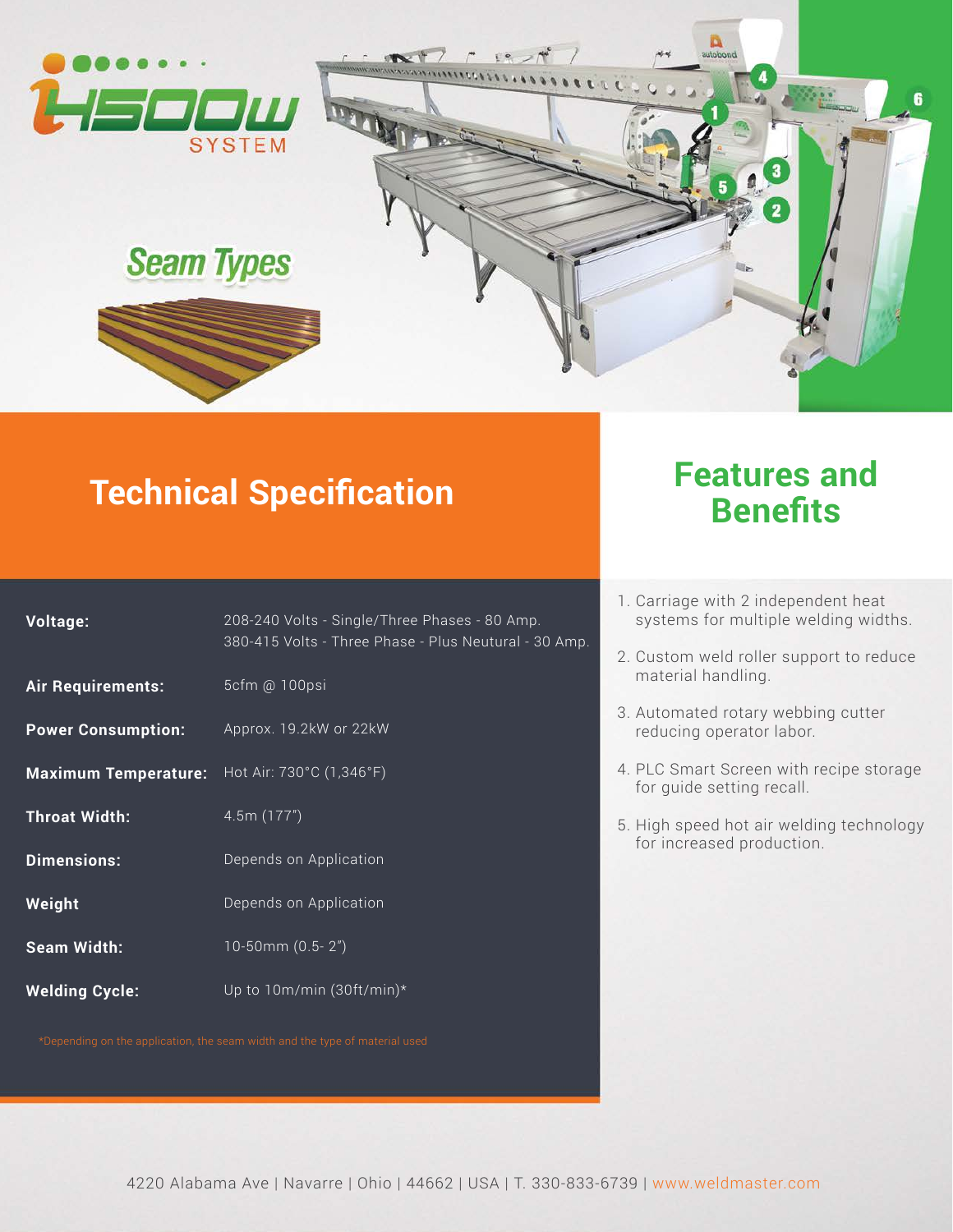# i4500w SYSTEM

## Seam Types

## Technical Specification

| | |
|---|---|
| **Voltage:** | 208-240 Volts - Single/Three Phases - 80 Amp. 380-415 Volts - Three Phase - Plus Neutural - 30 Amp. |
| **Air Requirements:** | 5cfm @ 100psi |
| **Power Consumption:** | Approx. 19.2kW or 22kW |
| **Maximum Temperature:** | Hot Air: 730°C (1,346°F) |
| **Throat Width:** | 4.5m (177") |
| **Dimensions:** | Depends on Application |
| **Weight** | Depends on Application |
| **Seam Width:** | 10-50mm (0.5- 2") |
| **Welding Cycle:** | Up to 10m/min (30ft/min)* |

*Depending on the application, the seam width and the type of material used

## Features and Benefits

1. Carriage with 2 independent heat systems for multiple welding widths.
2. Custom weld roller support to reduce material handling.
3. Automated rotary webbing cutter reducing operator labor.
4. PLC Smart Screen with recipe storage for guide setting recall.
5. High speed hot air welding technology for increased production.

4220 Alabama Ave | Navarre | Ohio | 44662 | USA | T. 330-833-6739 | www.weldmaster.com